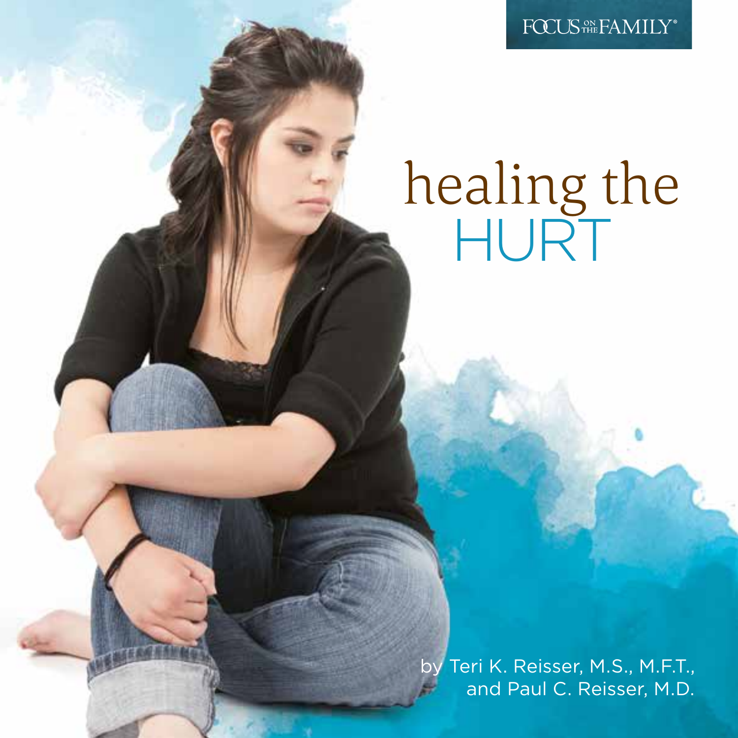FOCUS ON THE FAMILY®

# healing the HURT

by Teri K. Reisser, M.S., M.F.T., and Paul C. Reisser, M.D.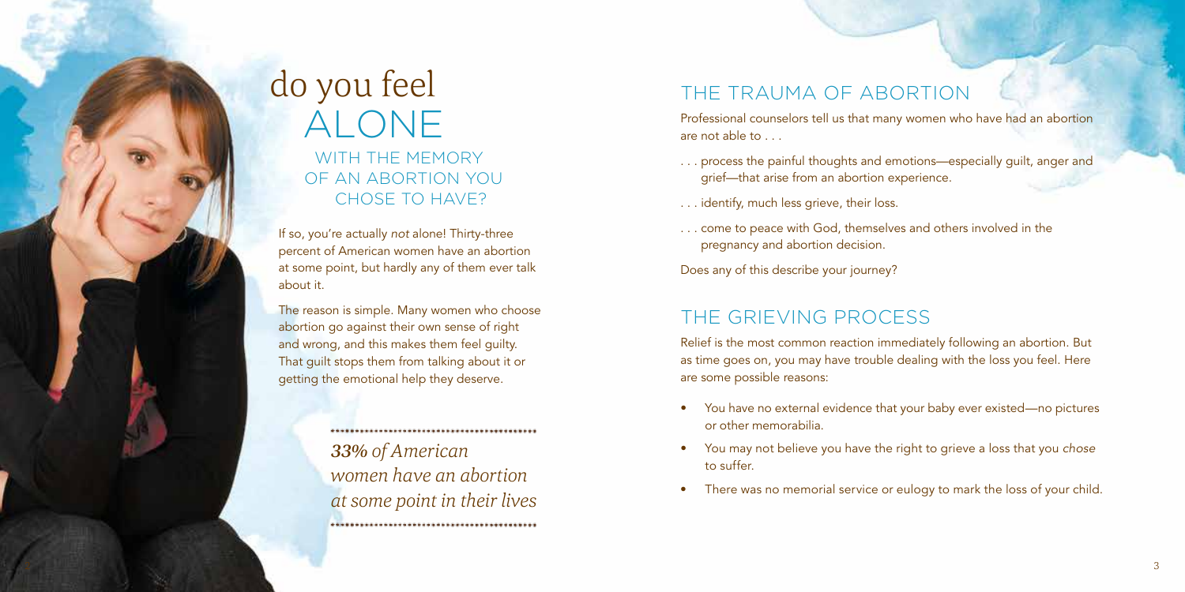# do you feel ALONE

## WITH THE MEMORY OF AN ABORTION YOU CHOSE TO HAVE?

If so, you're actually *not* alone! Thirty-three percent of American women have an abortion at some point, but hardly any of them ever talk about it.

The reason is simple. Many women who choose abortion go against their own sense of right and wrong, and this makes them feel guilty. That guilt stops them from talking about it or getting the emotional help they deserve.

> ***33%** of American women have an abortion at some point in their lives*

## THE TRAUMA OF ABORTION

Professional counselors tell us that many women who have had an abortion are not able to . . .

. . . process the painful thoughts and emotions—especially guilt, anger and grief—that arise from an abortion experience.

. . . identify, much less grieve, their loss.

. . . come to peace with God, themselves and others involved in the pregnancy and abortion decision.

Does any of this describe your journey?

## THE GRIEVING PROCESS

Relief is the most common reaction immediately following an abortion. But as time goes on, you may have trouble dealing with the loss you feel. Here are some possible reasons:

- You have no external evidence that your baby ever existed—no pictures or other memorabilia.
- You may not believe you have the right to grieve a loss that you *chose* to suffer.
- There was no memorial service or eulogy to mark the loss of your child.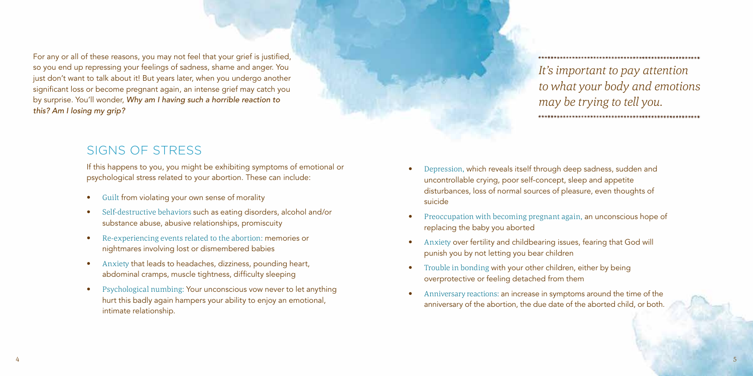For any or all of these reasons, you may not feel that your grief is justified, so you end up repressing your feelings of sadness, shame and anger. You just don't want to talk about it! But years later, when you undergo another significant loss or become pregnant again, an intense grief may catch you by surprise. You'll wonder, *Why am I having such a horrible reaction to this? Am I losing my grip?*

*It's important to pay attention to what your body and emotions may be trying to tell you.*

## SIGNS OF STRESS

If this happens to you, you might be exhibiting symptoms of emotional or psychological stress related to your abortion. These can include:

- Guilt from violating your own sense of morality
- Self-destructive behaviors such as eating disorders, alcohol and/or substance abuse, abusive relationships, promiscuity
- Re-experiencing events related to the abortion: memories or nightmares involving lost or dismembered babies
- Anxiety that leads to headaches, dizziness, pounding heart, abdominal cramps, muscle tightness, difficulty sleeping
- Psychological numbing: Your unconscious vow never to let anything hurt this badly again hampers your ability to enjoy an emotional, intimate relationship.
- Depression, which reveals itself through deep sadness, sudden and uncontrollable crying, poor self-concept, sleep and appetite disturbances, loss of normal sources of pleasure, even thoughts of suicide
- Preoccupation with becoming pregnant again, an unconscious hope of replacing the baby you aborted
- Anxiety over fertility and childbearing issues, fearing that God will punish you by not letting you bear children
- Trouble in bonding with your other children, either by being overprotective or feeling detached from them
- Anniversary reactions: an increase in symptoms around the time of the anniversary of the abortion, the due date of the aborted child, or both.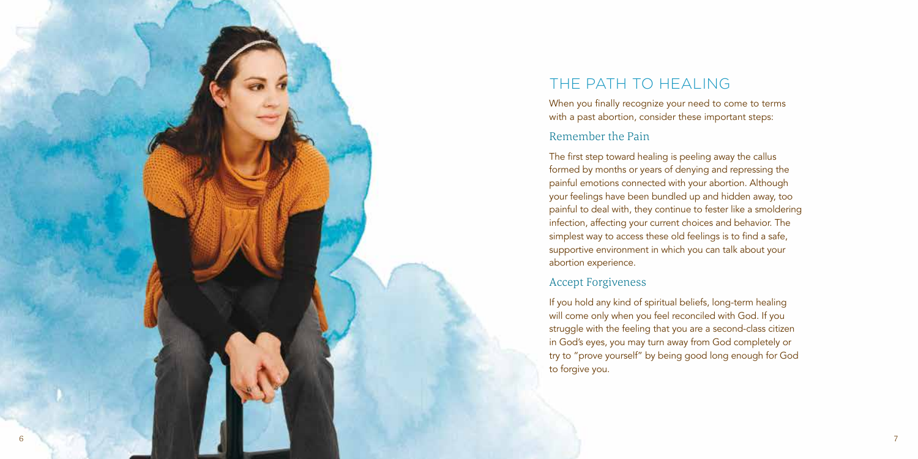## THE PATH TO HEALING

When you finally recognize your need to come to terms with a past abortion, consider these important steps:

### Remember the Pain

The first step toward healing is peeling away the callus formed by months or years of denying and repressing the painful emotions connected with your abortion. Although your feelings have been bundled up and hidden away, too painful to deal with, they continue to fester like a smoldering infection, affecting your current choices and behavior. The simplest way to access these old feelings is to find a safe, supportive environment in which you can talk about your abortion experience.

### Accept Forgiveness

If you hold any kind of spiritual beliefs, long-term healing will come only when you feel reconciled with God. If you struggle with the feeling that you are a second-class citizen in God's eyes, you may turn away from God completely or try to "prove yourself" by being good long enough for God to forgive you.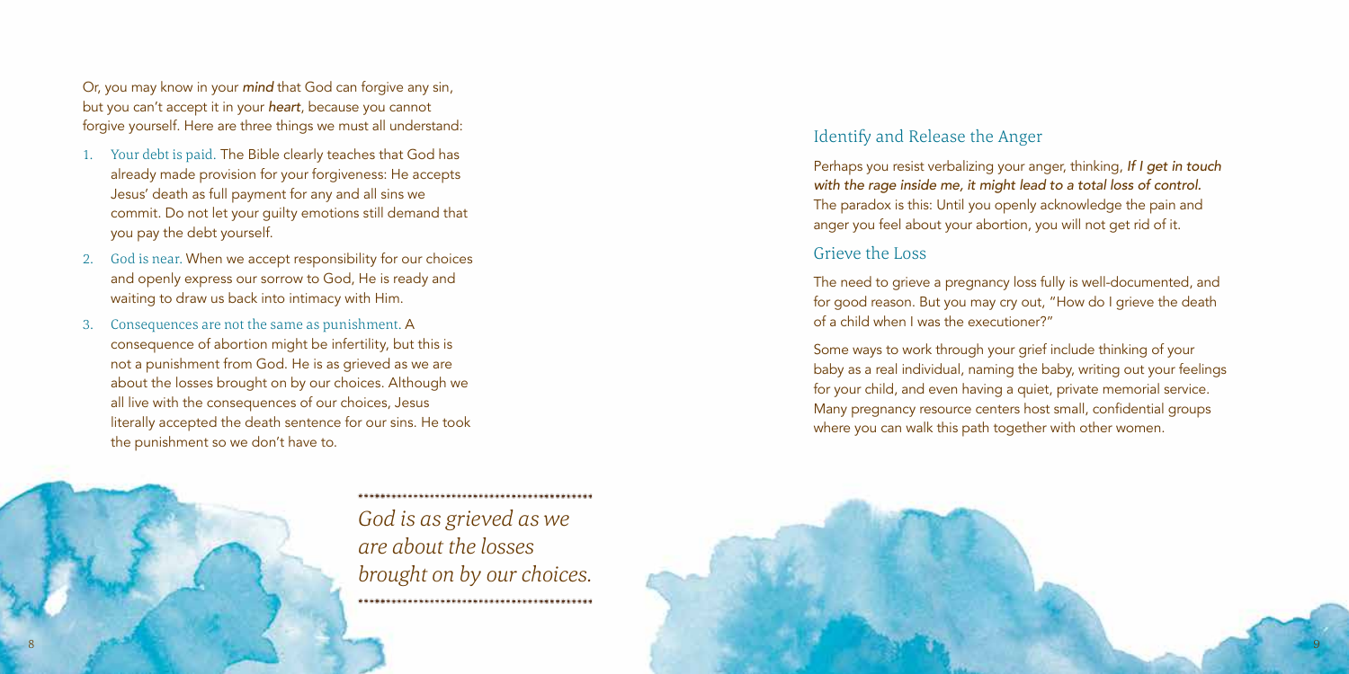Or, you may know in your *mind* that God can forgive any sin, but you can't accept it in your *heart*, because you cannot forgive yourself. Here are three things we must all understand:

1. Your debt is paid. The Bible clearly teaches that God has already made provision for your forgiveness: He accepts Jesus' death as full payment for any and all sins we commit. Do not let your guilty emotions still demand that you pay the debt yourself.
2. God is near. When we accept responsibility for our choices and openly express our sorrow to God, He is ready and waiting to draw us back into intimacy with Him.
3. Consequences are not the same as punishment. A consequence of abortion might be infertility, but this is not a punishment from God. He is as grieved as we are about the losses brought on by our choices. Although we all live with the consequences of our choices, Jesus literally accepted the death sentence for our sins. He took the punishment so we don't have to.

*God is as grieved as we are about the losses brought on by our choices.*

## Identify and Release the Anger

Perhaps you resist verbalizing your anger, thinking, *If I get in touch with the rage inside me, it might lead to a total loss of control.* The paradox is this: Until you openly acknowledge the pain and anger you feel about your abortion, you will not get rid of it.

## Grieve the Loss

The need to grieve a pregnancy loss fully is well-documented, and for good reason. But you may cry out, "How do I grieve the death of a child when I was the executioner?"

Some ways to work through your grief include thinking of your baby as a real individual, naming the baby, writing out your feelings for your child, and even having a quiet, private memorial service. Many pregnancy resource centers host small, confidential groups where you can walk this path together with other women.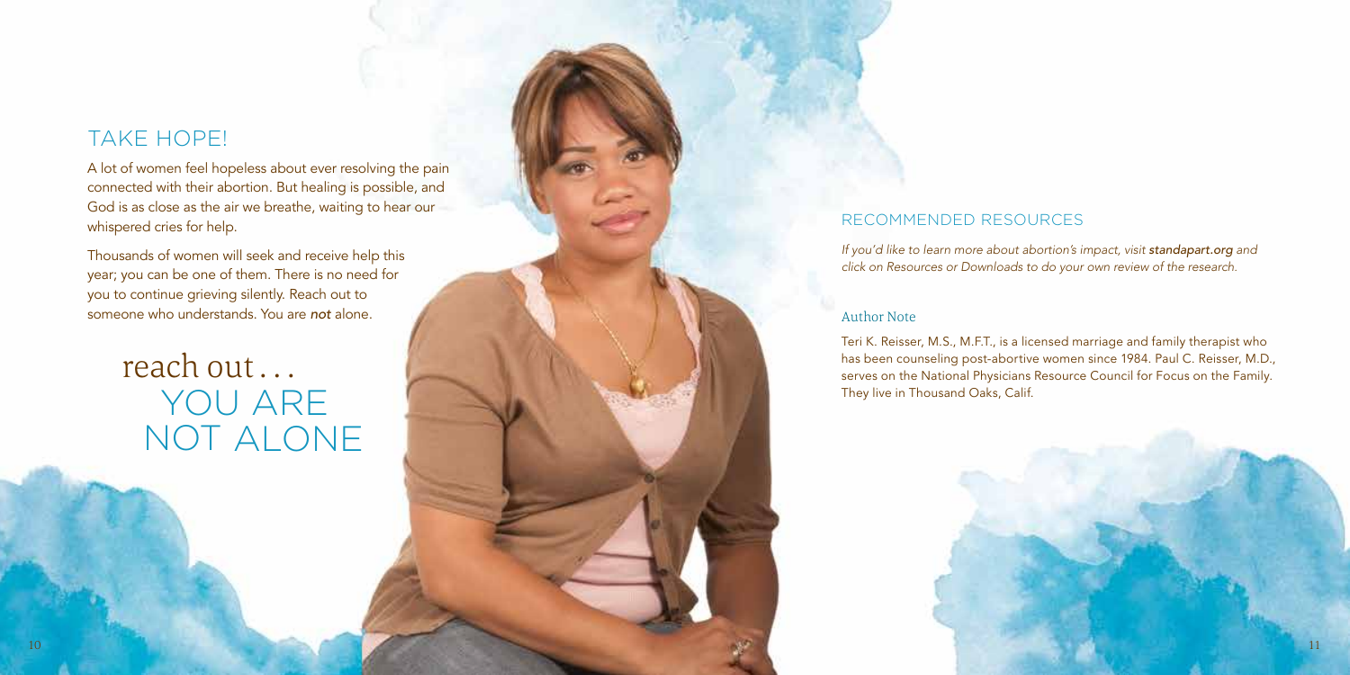## TAKE HOPE!

A lot of women feel hopeless about ever resolving the pain connected with their abortion. But healing is possible, and God is as close as the air we breathe, waiting to hear our whispered cries for help.

Thousands of women will seek and receive help this year; you can be one of them. There is no need for you to continue grieving silently. Reach out to someone who understands. You are *not* alone.

# reach out... YOU ARE NOT ALONE

## RECOMMENDED RESOURCES

*If you'd like to learn more about abortion's impact, visit* ***standapart.org*** *and click on Resources or Downloads to do your own review of the research.*

### Author Note

Teri K. Reisser, M.S., M.F.T., is a licensed marriage and family therapist who has been counseling post-abortive women since 1984. Paul C. Reisser, M.D., serves on the National Physicians Resource Council for Focus on the Family. They live in Thousand Oaks, Calif.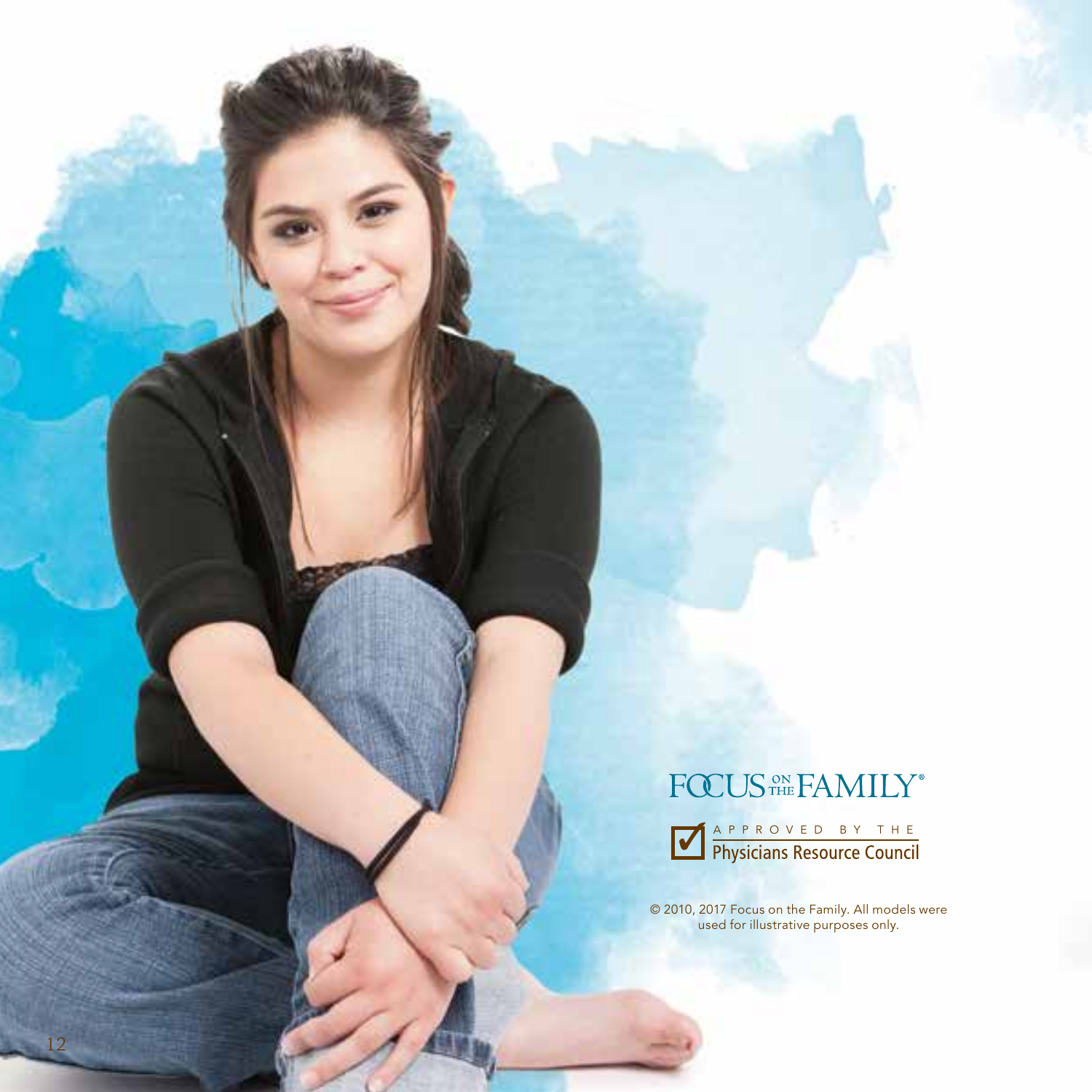FOCUS ON THE FAMILY®

APPROVED BY THE Physicians Resource Council

© 2010, 2017 Focus on the Family. All models were used for illustrative purposes only.